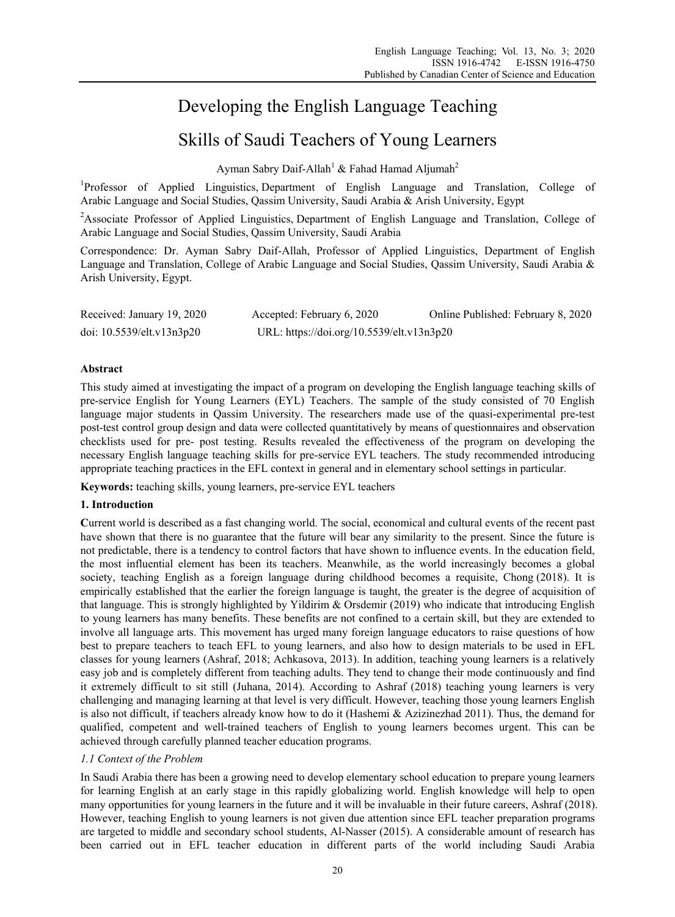# Developing the English Language Teaching Skills of Saudi Teachers of Young Learners

Ayman Sabry Daif-Allah[1] & Fahad Hamad Aljumah[2]

[1]Professor of Applied Linguistics, Department of English Language and Translation, College of Arabic Language and Social Studies, Qassim University, Saudi Arabia & Arish University, Egypt

[2]Associate Professor of Applied Linguistics, Department of English Language and Translation, College of Arabic Language and Social Studies, Qassim University, Saudi Arabia

Correspondence: Dr. Ayman Sabry Daif-Allah, Professor of Applied Linguistics, Department of English Language and Translation, College of Arabic Language and Social Studies, Qassim University, Saudi Arabia & Arish University, Egypt.

Received: January 19, 2020  Accepted: February 6, 2020  Online Published: February 8, 2020

doi: 10.5539/elt.v13n3p20  URL: https://doi.org/10.5539/elt.v13n3p20

**Abstract**

This study aimed at investigating the impact of a program on developing the English language teaching skills of pre-service English for Young Learners (EYL) Teachers. The sample of the study consisted of 70 English language major students in Qassim University. The researchers made use of the quasi-experimental pre-test post-test control group design and data were collected quantitatively by means of questionnaires and observation checklists used for pre- post testing. Results revealed the effectiveness of the program on developing the necessary English language teaching skills for pre-service EYL teachers. The study recommended introducing appropriate teaching practices in the EFL context in general and in elementary school settings in particular.

**Keywords:** teaching skills, young learners, pre-service EYL teachers

## 1. Introduction

**C**urrent world is described as a fast changing world. The social, economical and cultural events of the recent past have shown that there is no guarantee that the future will bear any similarity to the present. Since the future is not predictable, there is a tendency to control factors that have shown to influence events. In the education field, the most influential element has been its teachers. Meanwhile, as the world increasingly becomes a global society, teaching English as a foreign language during childhood becomes a requisite, Chong (2018). It is empirically established that the earlier the foreign language is taught, the greater is the degree of acquisition of that language. This is strongly highlighted by Yildirim & Orsdemir (2019) who indicate that introducing English to young learners has many benefits. These benefits are not confined to a certain skill, but they are extended to involve all language arts. This movement has urged many foreign language educators to raise questions of how best to prepare teachers to teach EFL to young learners, and also how to design materials to be used in EFL classes for young learners (Ashraf, 2018; Achkasova, 2013). In addition, teaching young learners is a relatively easy job and is completely different from teaching adults. They tend to change their mode continuously and find it extremely difficult to sit still (Juhana, 2014). According to Ashraf (2018) teaching young learners is very challenging and managing learning at that level is very difficult. However, teaching those young learners English is also not difficult, if teachers already know how to do it (Hashemi & Azizinezhad 2011). Thus, the demand for qualified, competent and well-trained teachers of English to young learners becomes urgent. This can be achieved through carefully planned teacher education programs.

### *1.1 Context of the Problem*

In Saudi Arabia there has been a growing need to develop elementary school education to prepare young learners for learning English at an early stage in this rapidly globalizing world. English knowledge will help to open many opportunities for young learners in the future and it will be invaluable in their future careers, Ashraf (2018). However, teaching English to young learners is not given due attention since EFL teacher preparation programs are targeted to middle and secondary school students, Al-Nasser (2015). A considerable amount of research has been carried out in EFL teacher education in different parts of the world including Saudi Arabia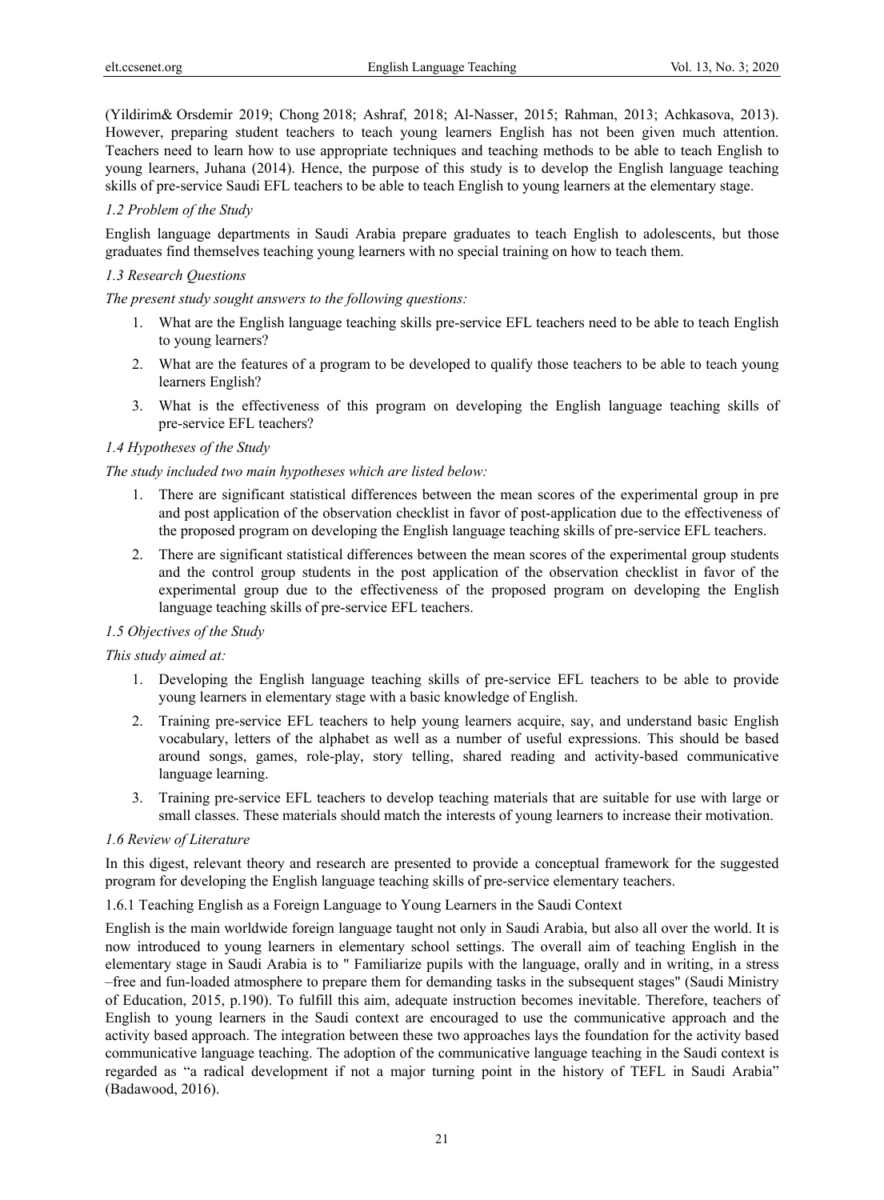(Yildirim& Orsdemir 2019; Chong 2018; Ashraf, 2018; Al-Nasser, 2015; Rahman, 2013; Achkasova, 2013). However, preparing student teachers to teach young learners English has not been given much attention. Teachers need to learn how to use appropriate techniques and teaching methods to be able to teach English to young learners, Juhana (2014). Hence, the purpose of this study is to develop the English language teaching skills of pre-service Saudi EFL teachers to be able to teach English to young learners at the elementary stage.

### *1.2 Problem of the Study*

English language departments in Saudi Arabia prepare graduates to teach English to adolescents, but those graduates find themselves teaching young learners with no special training on how to teach them.

### *1.3 Research Questions*

*The present study sought answers to the following questions:*

1. What are the English language teaching skills pre-service EFL teachers need to be able to teach English to young learners?
2. What are the features of a program to be developed to qualify those teachers to be able to teach young learners English?
3. What is the effectiveness of this program on developing the English language teaching skills of pre-service EFL teachers?

### *1.4 Hypotheses of the Study*

*The study included two main hypotheses which are listed below:*

1. There are significant statistical differences between the mean scores of the experimental group in pre and post application of the observation checklist in favor of post-application due to the effectiveness of the proposed program on developing the English language teaching skills of pre-service EFL teachers.
2. There are significant statistical differences between the mean scores of the experimental group students and the control group students in the post application of the observation checklist in favor of the experimental group due to the effectiveness of the proposed program on developing the English language teaching skills of pre-service EFL teachers.

### *1.5 Objectives of the Study*

*This study aimed at:*

1. Developing the English language teaching skills of pre-service EFL teachers to be able to provide young learners in elementary stage with a basic knowledge of English.
2. Training pre-service EFL teachers to help young learners acquire, say, and understand basic English vocabulary, letters of the alphabet as well as a number of useful expressions. This should be based around songs, games, role-play, story telling, shared reading and activity-based communicative language learning.
3. Training pre-service EFL teachers to develop teaching materials that are suitable for use with large or small classes. These materials should match the interests of young learners to increase their motivation.

### *1.6 Review of Literature*

In this digest, relevant theory and research are presented to provide a conceptual framework for the suggested program for developing the English language teaching skills of pre-service elementary teachers.

#### 1.6.1 Teaching English as a Foreign Language to Young Learners in the Saudi Context

English is the main worldwide foreign language taught not only in Saudi Arabia, but also all over the world. It is now introduced to young learners in elementary school settings. The overall aim of teaching English in the elementary stage in Saudi Arabia is to " Familiarize pupils with the language, orally and in writing, in a stress –free and fun-loaded atmosphere to prepare them for demanding tasks in the subsequent stages" (Saudi Ministry of Education, 2015, p.190). To fulfill this aim, adequate instruction becomes inevitable. Therefore, teachers of English to young learners in the Saudi context are encouraged to use the communicative approach and the activity based approach. The integration between these two approaches lays the foundation for the activity based communicative language teaching. The adoption of the communicative language teaching in the Saudi context is regarded as "a radical development if not a major turning point in the history of TEFL in Saudi Arabia" (Badawood, 2016).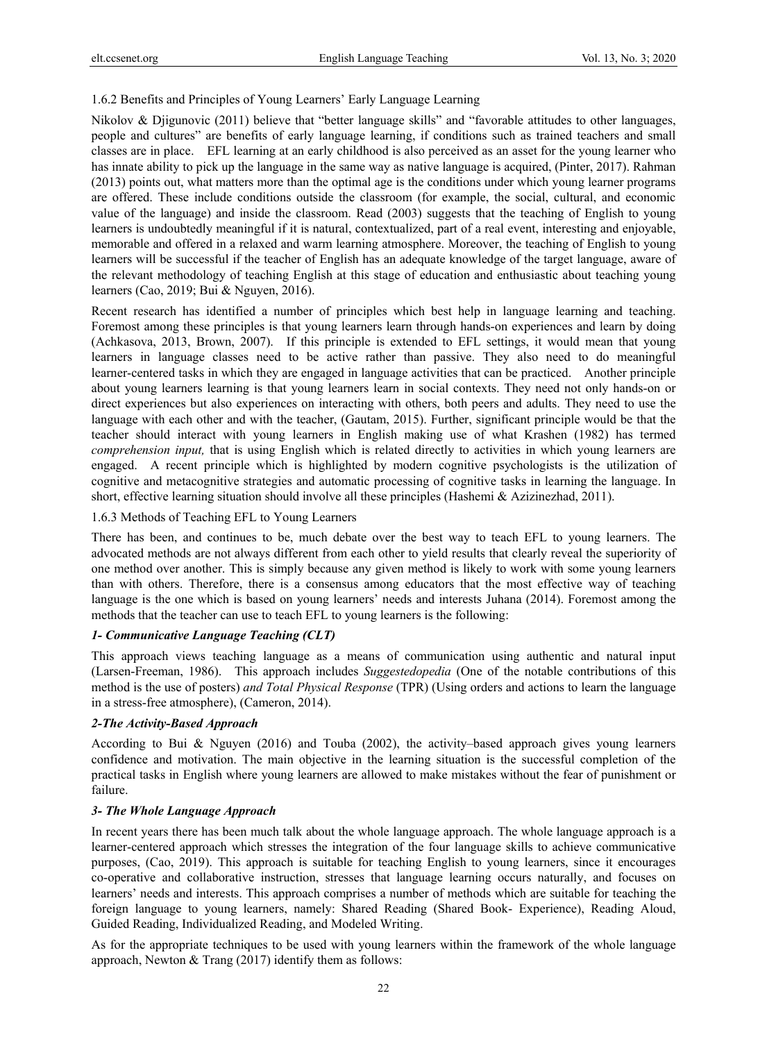### 1.6.2 Benefits and Principles of Young Learners' Early Language Learning

Nikolov & Djigunovic (2011) believe that "better language skills" and "favorable attitudes to other languages, people and cultures" are benefits of early language learning, if conditions such as trained teachers and small classes are in place. EFL learning at an early childhood is also perceived as an asset for the young learner who has innate ability to pick up the language in the same way as native language is acquired, (Pinter, 2017). Rahman (2013) points out, what matters more than the optimal age is the conditions under which young learner programs are offered. These include conditions outside the classroom (for example, the social, cultural, and economic value of the language) and inside the classroom. Read (2003) suggests that the teaching of English to young learners is undoubtedly meaningful if it is natural, contextualized, part of a real event, interesting and enjoyable, memorable and offered in a relaxed and warm learning atmosphere. Moreover, the teaching of English to young learners will be successful if the teacher of English has an adequate knowledge of the target language, aware of the relevant methodology of teaching English at this stage of education and enthusiastic about teaching young learners (Cao, 2019; Bui & Nguyen, 2016).

Recent research has identified a number of principles which best help in language learning and teaching. Foremost among these principles is that young learners learn through hands-on experiences and learn by doing (Achkasova, 2013, Brown, 2007). If this principle is extended to EFL settings, it would mean that young learners in language classes need to be active rather than passive. They also need to do meaningful learner-centered tasks in which they are engaged in language activities that can be practiced. Another principle about young learners learning is that young learners learn in social contexts. They need not only hands-on or direct experiences but also experiences on interacting with others, both peers and adults. They need to use the language with each other and with the teacher, (Gautam, 2015). Further, significant principle would be that the teacher should interact with young learners in English making use of what Krashen (1982) has termed *comprehension input,* that is using English which is related directly to activities in which young learners are engaged. A recent principle which is highlighted by modern cognitive psychologists is the utilization of cognitive and metacognitive strategies and automatic processing of cognitive tasks in learning the language. In short, effective learning situation should involve all these principles (Hashemi & Azizinezhad, 2011).

### 1.6.3 Methods of Teaching EFL to Young Learners

There has been, and continues to be, much debate over the best way to teach EFL to young learners. The advocated methods are not always different from each other to yield results that clearly reveal the superiority of one method over another. This is simply because any given method is likely to work with some young learners than with others. Therefore, there is a consensus among educators that the most effective way of teaching language is the one which is based on young learners' needs and interests Juhana (2014). Foremost among the methods that the teacher can use to teach EFL to young learners is the following:

***1- Communicative Language Teaching (CLT)***

This approach views teaching language as a means of communication using authentic and natural input (Larsen-Freeman, 1986). This approach includes *Suggestedopedia* (One of the notable contributions of this method is the use of posters) *and Total Physical Response* (TPR) (Using orders and actions to learn the language in a stress-free atmosphere), (Cameron, 2014).

***2-The Activity-Based Approach***

According to Bui & Nguyen (2016) and Touba (2002), the activity–based approach gives young learners confidence and motivation. The main objective in the learning situation is the successful completion of the practical tasks in English where young learners are allowed to make mistakes without the fear of punishment or failure.

***3- The Whole Language Approach***

In recent years there has been much talk about the whole language approach. The whole language approach is a learner-centered approach which stresses the integration of the four language skills to achieve communicative purposes, (Cao, 2019). This approach is suitable for teaching English to young learners, since it encourages co-operative and collaborative instruction, stresses that language learning occurs naturally, and focuses on learners' needs and interests. This approach comprises a number of methods which are suitable for teaching the foreign language to young learners, namely: Shared Reading (Shared Book- Experience), Reading Aloud, Guided Reading, Individualized Reading, and Modeled Writing.

As for the appropriate techniques to be used with young learners within the framework of the whole language approach, Newton & Trang (2017) identify them as follows: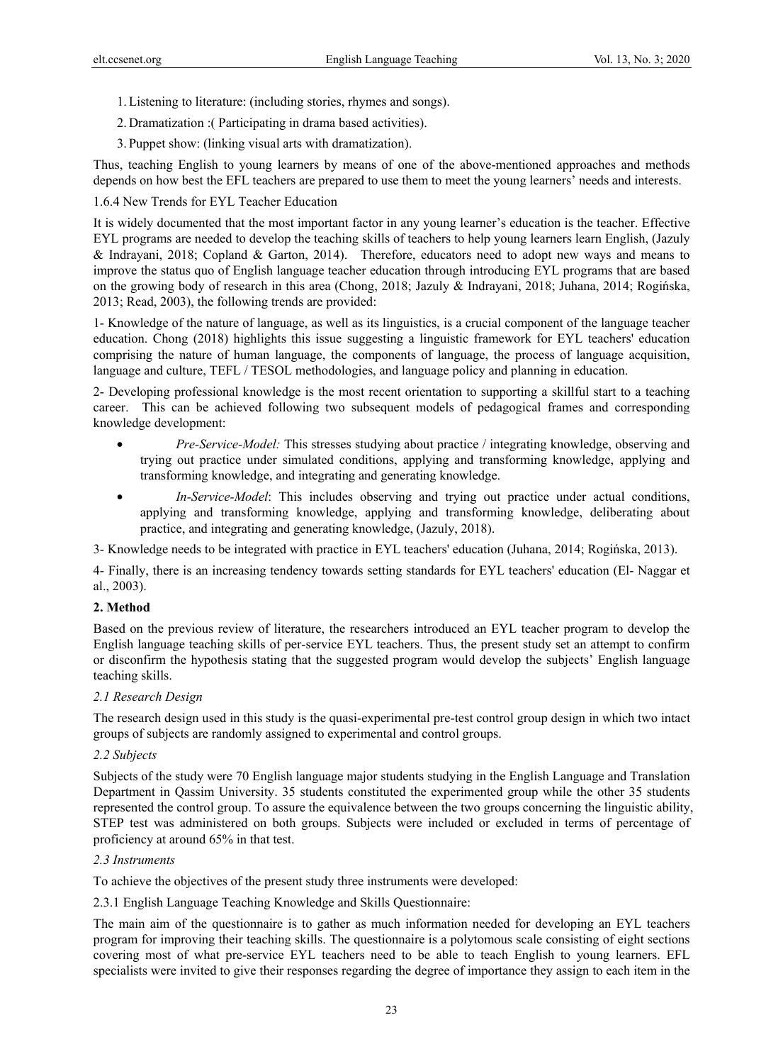1. Listening to literature: (including stories, rhymes and songs).
2. Dramatization :( Participating in drama based activities).
3. Puppet show: (linking visual arts with dramatization).

Thus, teaching English to young learners by means of one of the above-mentioned approaches and methods depends on how best the EFL teachers are prepared to use them to meet the young learners' needs and interests.

1.6.4 New Trends for EYL Teacher Education

It is widely documented that the most important factor in any young learner's education is the teacher. Effective EYL programs are needed to develop the teaching skills of teachers to help young learners learn English, (Jazuly & Indrayani, 2018; Copland & Garton, 2014). Therefore, educators need to adopt new ways and means to improve the status quo of English language teacher education through introducing EYL programs that are based on the growing body of research in this area (Chong, 2018; Jazuly & Indrayani, 2018; Juhana, 2014; Rogińska, 2013; Read, 2003), the following trends are provided:

1- Knowledge of the nature of language, as well as its linguistics, is a crucial component of the language teacher education. Chong (2018) highlights this issue suggesting a linguistic framework for EYL teachers' education comprising the nature of human language, the components of language, the process of language acquisition, language and culture, TEFL / TESOL methodologies, and language policy and planning in education.

2- Developing professional knowledge is the most recent orientation to supporting a skillful start to a teaching career. This can be achieved following two subsequent models of pedagogical frames and corresponding knowledge development:

- *Pre-Service-Model:* This stresses studying about practice / integrating knowledge, observing and trying out practice under simulated conditions, applying and transforming knowledge, applying and transforming knowledge, and integrating and generating knowledge.
- *In-Service-Model*: This includes observing and trying out practice under actual conditions, applying and transforming knowledge, applying and transforming knowledge, deliberating about practice, and integrating and generating knowledge, (Jazuly, 2018).

3- Knowledge needs to be integrated with practice in EYL teachers' education (Juhana, 2014; Rogińska, 2013).

4- Finally, there is an increasing tendency towards setting standards for EYL teachers' education (El- Naggar et al., 2003).

## 2. Method

Based on the previous review of literature, the researchers introduced an EYL teacher program to develop the English language teaching skills of per-service EYL teachers. Thus, the present study set an attempt to confirm or disconfirm the hypothesis stating that the suggested program would develop the subjects' English language teaching skills.

### *2.1 Research Design*

The research design used in this study is the quasi-experimental pre-test control group design in which two intact groups of subjects are randomly assigned to experimental and control groups.

### *2.2 Subjects*

Subjects of the study were 70 English language major students studying in the English Language and Translation Department in Qassim University. 35 students constituted the experimented group while the other 35 students represented the control group. To assure the equivalence between the two groups concerning the linguistic ability, STEP test was administered on both groups. Subjects were included or excluded in terms of percentage of proficiency at around 65% in that test.

### *2.3 Instruments*

To achieve the objectives of the present study three instruments were developed:

2.3.1 English Language Teaching Knowledge and Skills Questionnaire:

The main aim of the questionnaire is to gather as much information needed for developing an EYL teachers program for improving their teaching skills. The questionnaire is a polytomous scale consisting of eight sections covering most of what pre-service EYL teachers need to be able to teach English to young learners. EFL specialists were invited to give their responses regarding the degree of importance they assign to each item in the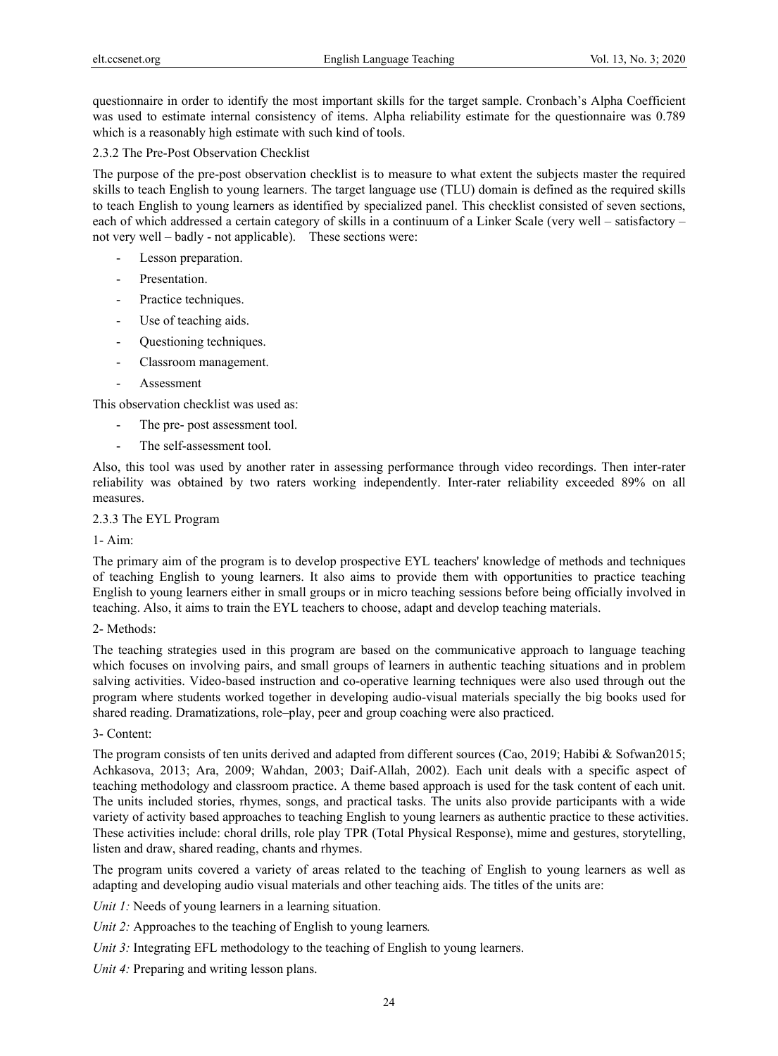questionnaire in order to identify the most important skills for the target sample. Cronbach's Alpha Coefficient was used to estimate internal consistency of items. Alpha reliability estimate for the questionnaire was 0.789 which is a reasonably high estimate with such kind of tools.

#### 2.3.2 The Pre-Post Observation Checklist

The purpose of the pre-post observation checklist is to measure to what extent the subjects master the required skills to teach English to young learners. The target language use (TLU) domain is defined as the required skills to teach English to young learners as identified by specialized panel. This checklist consisted of seven sections, each of which addressed a certain category of skills in a continuum of a Linker Scale (very well – satisfactory – not very well – badly - not applicable). These sections were:

- Lesson preparation.
- Presentation.
- Practice techniques.
- Use of teaching aids.
- Questioning techniques.
- Classroom management.
- Assessment

This observation checklist was used as:

- The pre- post assessment tool.
- The self-assessment tool.

Also, this tool was used by another rater in assessing performance through video recordings. Then inter-rater reliability was obtained by two raters working independently. Inter-rater reliability exceeded 89% on all measures.

#### 2.3.3 The EYL Program

1- Aim:

The primary aim of the program is to develop prospective EYL teachers' knowledge of methods and techniques of teaching English to young learners. It also aims to provide them with opportunities to practice teaching English to young learners either in small groups or in micro teaching sessions before being officially involved in teaching. Also, it aims to train the EYL teachers to choose, adapt and develop teaching materials.

2- Methods:

The teaching strategies used in this program are based on the communicative approach to language teaching which focuses on involving pairs, and small groups of learners in authentic teaching situations and in problem salving activities. Video-based instruction and co-operative learning techniques were also used through out the program where students worked together in developing audio-visual materials specially the big books used for shared reading. Dramatizations, role–play, peer and group coaching were also practiced.

3- Content:

The program consists of ten units derived and adapted from different sources (Cao, 2019; Habibi & Sofwan2015; Achkasova, 2013; Ara, 2009; Wahdan, 2003; Daif-Allah, 2002). Each unit deals with a specific aspect of teaching methodology and classroom practice. A theme based approach is used for the task content of each unit. The units included stories, rhymes, songs, and practical tasks. The units also provide participants with a wide variety of activity based approaches to teaching English to young learners as authentic practice to these activities. These activities include: choral drills, role play TPR (Total Physical Response), mime and gestures, storytelling, listen and draw, shared reading, chants and rhymes.

The program units covered a variety of areas related to the teaching of English to young learners as well as adapting and developing audio visual materials and other teaching aids. The titles of the units are:

*Unit 1:* Needs of young learners in a learning situation.

*Unit 2:* Approaches to the teaching of English to young learners*.*

*Unit 3:* Integrating EFL methodology to the teaching of English to young learners.

*Unit 4:* Preparing and writing lesson plans.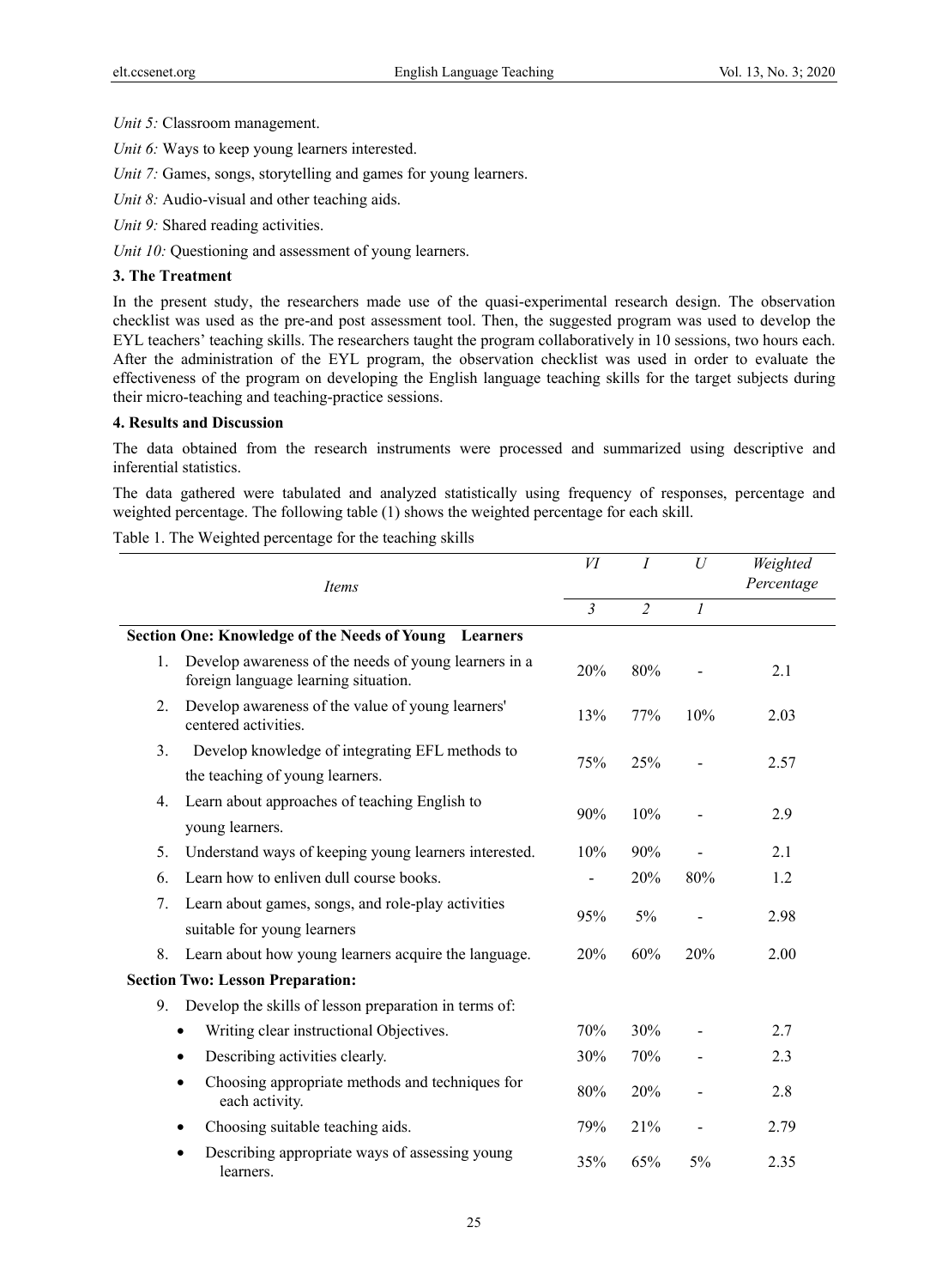*Unit 5:* Classroom management.

*Unit 6:* Ways to keep young learners interested.

*Unit 7:* Games, songs, storytelling and games for young learners.

*Unit 8:* Audio-visual and other teaching aids.

*Unit 9:* Shared reading activities.

*Unit 10:* Questioning and assessment of young learners.

### 3. The Treatment

In the present study, the researchers made use of the quasi-experimental research design. The observation checklist was used as the pre-and post assessment tool. Then, the suggested program was used to develop the EYL teachers' teaching skills. The researchers taught the program collaboratively in 10 sessions, two hours each. After the administration of the EYL program, the observation checklist was used in order to evaluate the effectiveness of the program on developing the English language teaching skills for the target subjects during their micro-teaching and teaching-practice sessions.

### 4. Results and Discussion

The data obtained from the research instruments were processed and summarized using descriptive and inferential statistics.

The data gathered were tabulated and analyzed statistically using frequency of responses, percentage and weighted percentage. The following table (1) shows the weighted percentage for each skill.

Table 1. The Weighted percentage for the teaching skills

| *Items* | *VI* | *I* | *U* | *Weighted Percentage* |
|---|---|---|---|---|
| | *3* | *2* | *1* | |
| **Section One: Knowledge of the Needs of Young Learners** | | | | |
| 1. Develop awareness of the needs of young learners in a foreign language learning situation. | 20% | 80% | - | 2.1 |
| 2. Develop awareness of the value of young learners' centered activities. | 13% | 77% | 10% | 2.03 |
| 3. Develop knowledge of integrating EFL methods to the teaching of young learners. | 75% | 25% | - | 2.57 |
| 4. Learn about approaches of teaching English to young learners. | 90% | 10% | - | 2.9 |
| 5. Understand ways of keeping young learners interested. | 10% | 90% | - | 2.1 |
| 6. Learn how to enliven dull course books. | - | 20% | 80% | 1.2 |
| 7. Learn about games, songs, and role-play activities suitable for young learners | 95% | 5% | - | 2.98 |
| 8. Learn about how young learners acquire the language. | 20% | 60% | 20% | 2.00 |
| **Section Two: Lesson Preparation:** | | | | |
| 9. Develop the skills of lesson preparation in terms of: | | | | |
| • Writing clear instructional Objectives. | 70% | 30% | - | 2.7 |
| • Describing activities clearly. | 30% | 70% | - | 2.3 |
| • Choosing appropriate methods and techniques for each activity. | 80% | 20% | - | 2.8 |
| • Choosing suitable teaching aids. | 79% | 21% | - | 2.79 |
| • Describing appropriate ways of assessing young learners. | 35% | 65% | 5% | 2.35 |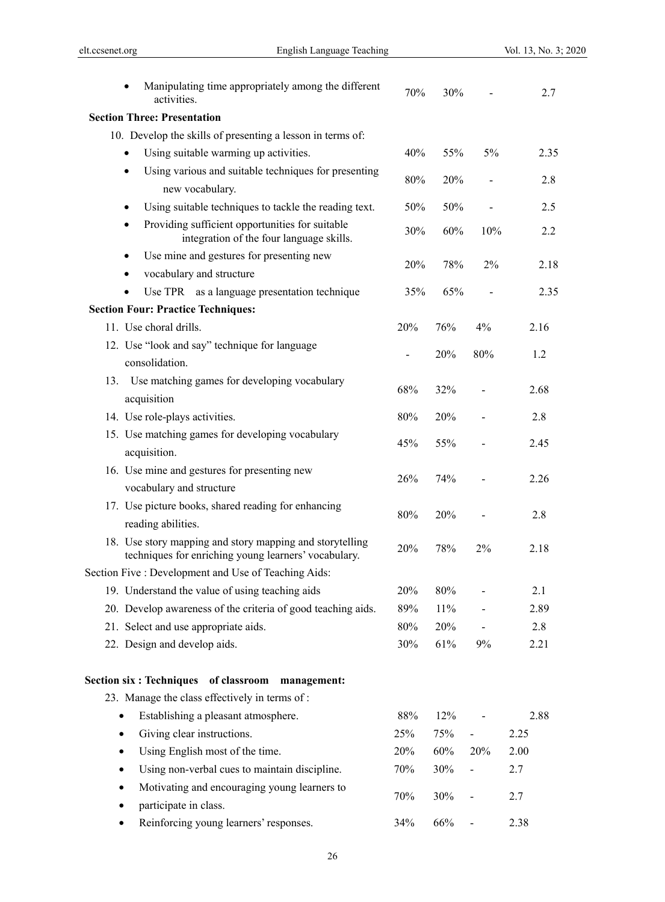| | | | | |
|---|---|---|---|---|
| • Manipulating time appropriately among the different activities. | 70% | 30% | - | 2.7 |
| **Section Three: Presentation** | | | | |
| 10. Develop the skills of presenting a lesson in terms of: | | | | |
| • Using suitable warming up activities. | 40% | 55% | 5% | 2.35 |
| • Using various and suitable techniques for presenting new vocabulary. | 80% | 20% | - | 2.8 |
| • Using suitable techniques to tackle the reading text. | 50% | 50% | - | 2.5 |
| • Providing sufficient opportunities for suitable integration of the four language skills. | 30% | 60% | 10% | 2.2 |
| • Use mine and gestures for presenting new • vocabulary and structure | 20% | 78% | 2% | 2.18 |
| • Use TPR as a language presentation technique | 35% | 65% | - | 2.35 |
| **Section Four: Practice Techniques:** | | | | |
| 11. Use choral drills. | 20% | 76% | 4% | 2.16 |
| 12. Use "look and say" technique for language consolidation. | - | 20% | 80% | 1.2 |
| 13. Use matching games for developing vocabulary acquisition | 68% | 32% | - | 2.68 |
| 14. Use role-plays activities. | 80% | 20% | - | 2.8 |
| 15. Use matching games for developing vocabulary acquisition. | 45% | 55% | - | 2.45 |
| 16. Use mine and gestures for presenting new vocabulary and structure | 26% | 74% | - | 2.26 |
| 17. Use picture books, shared reading for enhancing reading abilities. | 80% | 20% | - | 2.8 |
| 18. Use story mapping and story mapping and storytelling techniques for enriching young learners' vocabulary. | 20% | 78% | 2% | 2.18 |
| Section Five : Development and Use of Teaching Aids: | | | | |
| 19. Understand the value of using teaching aids | 20% | 80% | - | 2.1 |
| 20. Develop awareness of the criteria of good teaching aids. | 89% | 11% | - | 2.89 |
| 21. Select and use appropriate aids. | 80% | 20% | - | 2.8 |
| 22. Design and develop aids. | 30% | 61% | 9% | 2.21 |
| **Section six : Techniques of classroom management:** | | | | |
| 23. Manage the class effectively in terms of : | | | | |
| • Establishing a pleasant atmosphere. | 88% | 12% | - | 2.88 |
| • Giving clear instructions. | 25% | 75% | - | 2.25 |
| • Using English most of the time. | 20% | 60% | 20% | 2.00 |
| • Using non-verbal cues to maintain discipline. | 70% | 30% | - | 2.7 |
| • Motivating and encouraging young learners to • participate in class. | 70% | 30% | - | 2.7 |
| • Reinforcing young learners' responses. | 34% | 66% | - | 2.38 |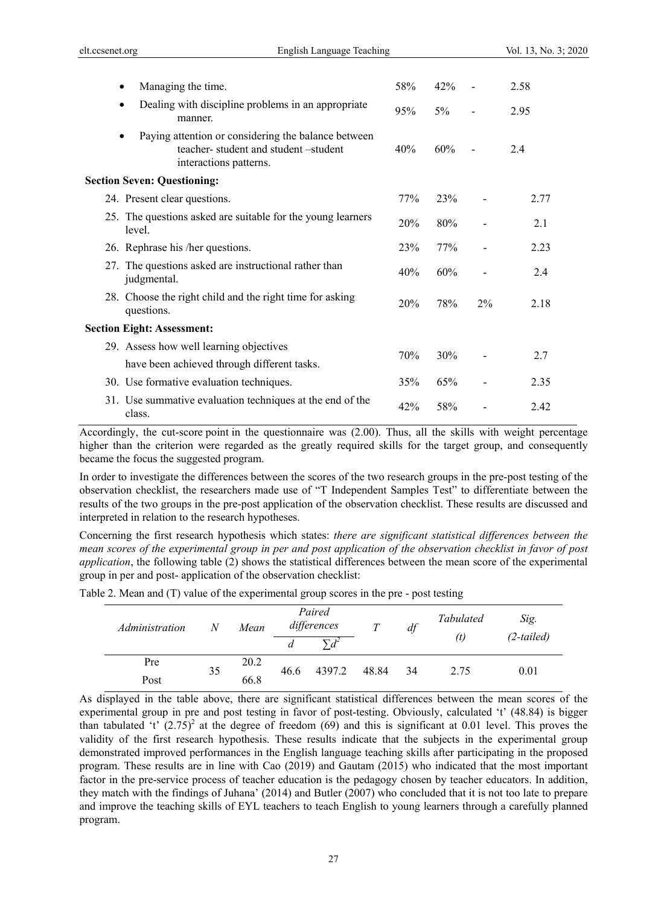| | | | | |
|---|---|---|---|---|
| • Managing the time. | 58% | 42% | - | 2.58 |
| • Dealing with discipline problems in an appropriate manner. | 95% | 5% | - | 2.95 |
| • Paying attention or considering the balance between teacher- student and student –student interactions patterns. | 40% | 60% | - | 2.4 |
| **Section Seven: Questioning:** | | | | |
| 24. Present clear questions. | 77% | 23% | - | 2.77 |
| 25. The questions asked are suitable for the young learners level. | 20% | 80% | - | 2.1 |
| 26. Rephrase his /her questions. | 23% | 77% | - | 2.23 |
| 27. The questions asked are instructional rather than judgmental. | 40% | 60% | - | 2.4 |
| 28. Choose the right child and the right time for asking questions. | 20% | 78% | 2% | 2.18 |
| **Section Eight: Assessment:** | | | | |
| 29. Assess how well learning objectives have been achieved through different tasks. | 70% | 30% | - | 2.7 |
| 30. Use formative evaluation techniques. | 35% | 65% | - | 2.35 |
| 31. Use summative evaluation techniques at the end of the class. | 42% | 58% | - | 2.42 |

Accordingly, the cut-score point in the questionnaire was (2.00). Thus, all the skills with weight percentage higher than the criterion were regarded as the greatly required skills for the target group, and consequently became the focus the suggested program.

In order to investigate the differences between the scores of the two research groups in the pre-post testing of the observation checklist, the researchers made use of "T Independent Samples Test" to differentiate between the results of the two groups in the pre-post application of the observation checklist. These results are discussed and interpreted in relation to the research hypotheses.

Concerning the first research hypothesis which states: *there are significant statistical differences between the mean scores of the experimental group in per and post application of the observation checklist in favor of post application*, the following table (2) shows the statistical differences between the mean score of the experimental group in per and post- application of the observation checklist:

Table 2. Mean and (T) value of the experimental group scores in the pre - post testing

| *Administration* | *N* | *Mean* | *Paired differences* | | *T* | *df* | *Tabulated (t)* | *Sig. (2-tailed)* |
|---|---|---|---|---|---|---|---|---|
| | | | *d* | $\sum d^2$ | | | | |
| Pre | 35 | 20.2 | 46.6 | 4397.2 | 48.84 | 34 | 2.75 | 0.01 |
| Post | | 66.8 | | | | | | |

As displayed in the table above, there are significant statistical differences between the mean scores of the experimental group in pre and post testing in favor of post-testing. Obviously, calculated 't' (48.84) is bigger than tabulated 't' $(2.75)^2$ at the degree of freedom (69) and this is significant at 0.01 level. This proves the validity of the first research hypothesis. These results indicate that the subjects in the experimental group demonstrated improved performances in the English language teaching skills after participating in the proposed program. These results are in line with Cao (2019) and Gautam (2015) who indicated that the most important factor in the pre-service process of teacher education is the pedagogy chosen by teacher educators. In addition, they match with the findings of Juhana' (2014) and Butler (2007) who concluded that it is not too late to prepare and improve the teaching skills of EYL teachers to teach English to young learners through a carefully planned program.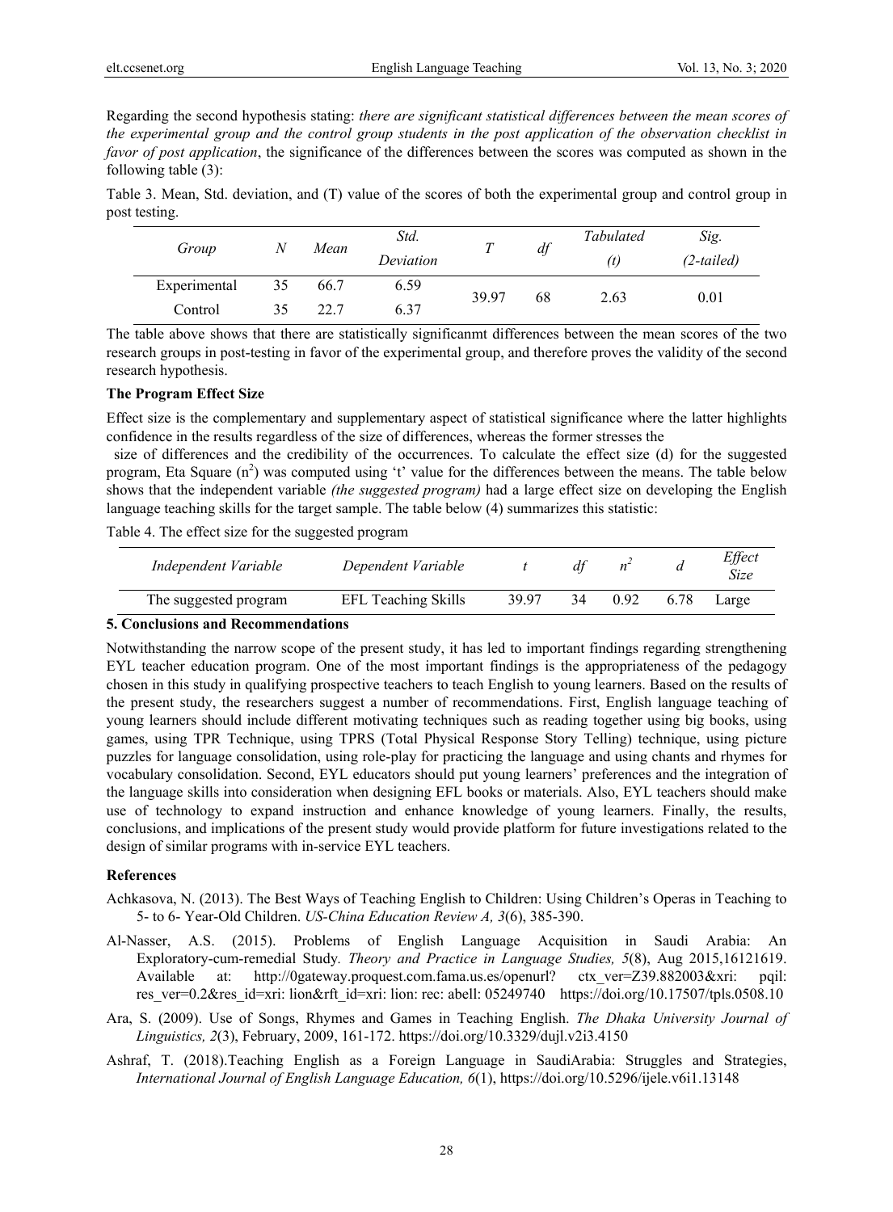Regarding the second hypothesis stating: *there are significant statistical differences between the mean scores of the experimental group and the control group students in the post application of the observation checklist in favor of post application*, the significance of the differences between the scores was computed as shown in the following table (3):

Table 3. Mean, Std. deviation, and (T) value of the scores of both the experimental group and control group in post testing.

| *Group* | *N* | *Mean* | *Std. Deviation* | *T* | *df* | *Tabulated (t)* | *Sig. (2-tailed)* |
|---|---|---|---|---|---|---|---|
| Experimental | 35 | 66.7 | 6.59 | 39.97 | 68 | 2.63 | 0.01 |
| Control | 35 | 22.7 | 6.37 | | | | |

The table above shows that there are statistically significanmt differences between the mean scores of the two research groups in post-testing in favor of the experimental group, and therefore proves the validity of the second research hypothesis.

**The Program Effect Size**

Effect size is the complementary and supplementary aspect of statistical significance where the latter highlights confidence in the results regardless of the size of differences, whereas the former stresses the size of differences and the credibility of the occurrences. To calculate the effect size (d) for the suggested program, Eta Square ($n^2$) was computed using 't' value for the differences between the means. The table below shows that the independent variable *(the suggested program)* had a large effect size on developing the English language teaching skills for the target sample. The table below (4) summarizes this statistic:

Table 4. The effect size for the suggested program

| *Independent Variable* | *Dependent Variable* | *t* | *df* | $n^2$ | *d* | *Effect Size* |
|---|---|---|---|---|---|---|
| The suggested program | EFL Teaching Skills | 39.97 | 34 | 0.92 | 6.78 | Large |

## 5. Conclusions and Recommendations

Notwithstanding the narrow scope of the present study, it has led to important findings regarding strengthening EYL teacher education program. One of the most important findings is the appropriateness of the pedagogy chosen in this study in qualifying prospective teachers to teach English to young learners. Based on the results of the present study, the researchers suggest a number of recommendations. First, English language teaching of young learners should include different motivating techniques such as reading together using big books, using games, using TPR Technique, using TPRS (Total Physical Response Story Telling) technique, using picture puzzles for language consolidation, using role-play for practicing the language and using chants and rhymes for vocabulary consolidation. Second, EYL educators should put young learners' preferences and the integration of the language skills into consideration when designing EFL books or materials. Also, EYL teachers should make use of technology to expand instruction and enhance knowledge of young learners. Finally, the results, conclusions, and implications of the present study would provide platform for future investigations related to the design of similar programs with in-service EYL teachers.

## References

Achkasova, N. (2013). The Best Ways of Teaching English to Children: Using Children's Operas in Teaching to 5- to 6- Year-Old Children. *US-China Education Review A, 3*(6), 385-390.

Al-Nasser, A.S. (2015). Problems of English Language Acquisition in Saudi Arabia: An Exploratory-cum-remedial Study. *Theory and Practice in Language Studies, 5*(8), Aug 2015,16121619. Available at: http://0gateway.proquest.com.fama.us.es/openurl? ctx_ver=Z39.882003&xri: pqil: res_ver=0.2&res_id=xri: lion&rft_id=xri: lion: rec: abell: 05249740 https://doi.org/10.17507/tpls.0508.10

Ara, S. (2009). Use of Songs, Rhymes and Games in Teaching English. *The Dhaka University Journal of Linguistics, 2*(3), February, 2009, 161-172. https://doi.org/10.3329/dujl.v2i3.4150

Ashraf, T. (2018).Teaching English as a Foreign Language in SaudiArabia: Struggles and Strategies, *International Journal of English Language Education, 6*(1), https://doi.org/10.5296/ijele.v6i1.13148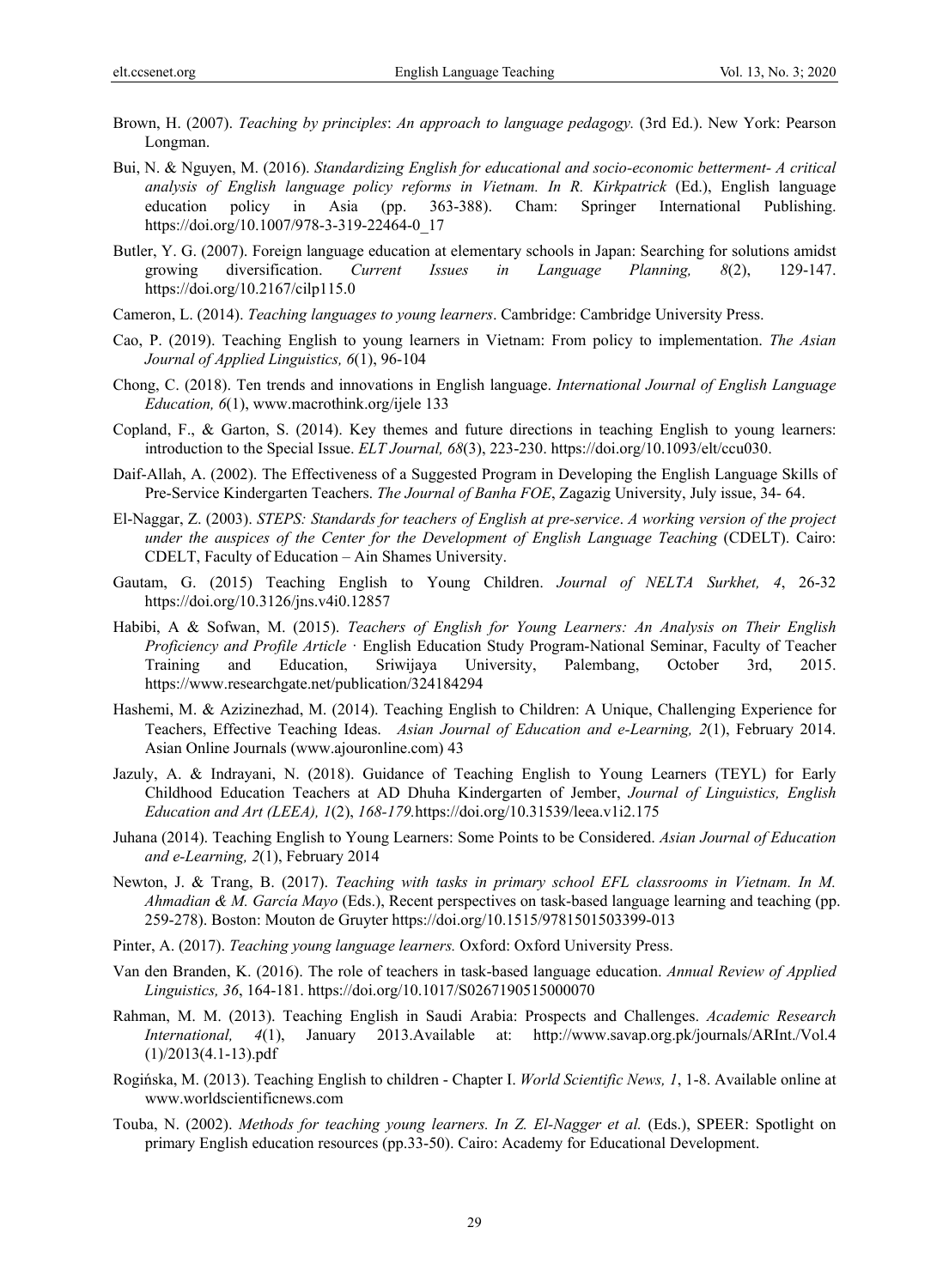Brown, H. (2007). *Teaching by principles*: *An approach to language pedagogy.* (3rd Ed.). New York: Pearson Longman.

Bui, N. & Nguyen, M. (2016). *Standardizing English for educational and socio-economic betterment- A critical analysis of English language policy reforms in Vietnam. In R. Kirkpatrick* (Ed.), English language education policy in Asia (pp. 363-388). Cham: Springer International Publishing. https://doi.org/10.1007/978-3-319-22464-0_17

Butler, Y. G. (2007). Foreign language education at elementary schools in Japan: Searching for solutions amidst growing diversification. *Current Issues in Language Planning, 8*(2), 129-147. https://doi.org/10.2167/cilp115.0

Cameron, L. (2014). *Teaching languages to young learners*. Cambridge: Cambridge University Press.

Cao, P. (2019). Teaching English to young learners in Vietnam: From policy to implementation. *The Asian Journal of Applied Linguistics, 6*(1), 96-104

Chong, C. (2018). Ten trends and innovations in English language. *International Journal of English Language Education, 6*(1), www.macrothink.org/ijele 133

Copland, F., & Garton, S. (2014). Key themes and future directions in teaching English to young learners: introduction to the Special Issue. *ELT Journal, 68*(3), 223-230. https://doi.org/10.1093/elt/ccu030.

Daif-Allah, A. (2002). The Effectiveness of a Suggested Program in Developing the English Language Skills of Pre-Service Kindergarten Teachers. *The Journal of Banha FOE*, Zagazig University, July issue, 34- 64.

El-Naggar, Z. (2003). *STEPS: Standards for teachers of English at pre-service*. *A working version of the project under the auspices of the Center for the Development of English Language Teaching* (CDELT). Cairo: CDELT, Faculty of Education – Ain Shames University.

Gautam, G. (2015) Teaching English to Young Children. *Journal of NELTA Surkhet, 4*, 26-32 https://doi.org/10.3126/jns.v4i0.12857

Habibi, A & Sofwan, M. (2015). *Teachers of English for Young Learners: An Analysis on Their English Proficiency and Profile Article ·* English Education Study Program-National Seminar, Faculty of Teacher Training and Education, Sriwijaya University, Palembang, October 3rd, 2015. https://www.researchgate.net/publication/324184294

Hashemi, M. & Azizinezhad, M. (2014). Teaching English to Children: A Unique, Challenging Experience for Teachers, Effective Teaching Ideas. *Asian Journal of Education and e-Learning, 2*(1), February 2014. Asian Online Journals (www.ajouronline.com) 43

Jazuly, A. & Indrayani, N. (2018). Guidance of Teaching English to Young Learners (TEYL) for Early Childhood Education Teachers at AD Dhuha Kindergarten of Jember, *Journal of Linguistics, English Education and Art (LEEA), 1*(2), *168-179.*https://doi.org/10.31539/leea.v1i2.175

Juhana (2014). Teaching English to Young Learners: Some Points to be Considered. *Asian Journal of Education and e-Learning, 2*(1), February 2014

Newton, J. & Trang, B. (2017). *Teaching with tasks in primary school EFL classrooms in Vietnam. In M. Ahmadian & M. García Mayo* (Eds.), Recent perspectives on task-based language learning and teaching (pp. 259-278). Boston: Mouton de Gruyter https://doi.org/10.1515/9781501503399-013

Pinter, A. (2017). *Teaching young language learners.* Oxford: Oxford University Press.

Van den Branden, K. (2016). The role of teachers in task-based language education. *Annual Review of Applied Linguistics, 36*, 164-181. https://doi.org/10.1017/S0267190515000070

Rahman, M. M. (2013). Teaching English in Saudi Arabia: Prospects and Challenges. *Academic Research International, 4*(1), January 2013.Available at: http://www.savap.org.pk/journals/ARInt./Vol.4 (1)/2013(4.1-13).pdf

Rogińska, M. (2013). Teaching English to children - Chapter I. *World Scientific News, 1*, 1-8. Available online at www.worldscientificnews.com

Touba, N. (2002). *Methods for teaching young learners. In Z. El-Nagger et al.* (Eds.), SPEER: Spotlight on primary English education resources (pp.33-50). Cairo: Academy for Educational Development.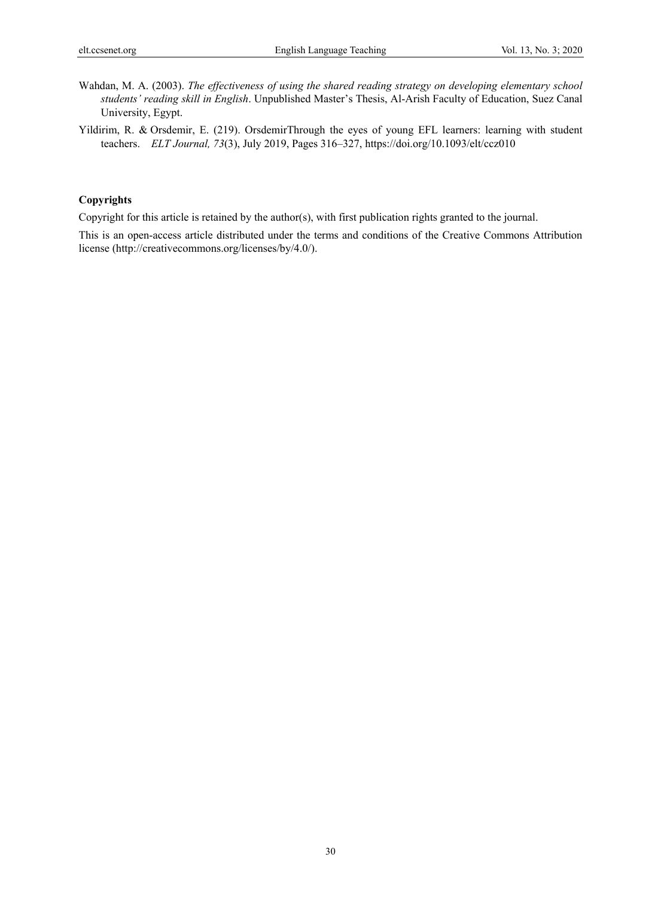Wahdan, M. A. (2003). *The effectiveness of using the shared reading strategy on developing elementary school students' reading skill in English*. Unpublished Master's Thesis, Al-Arish Faculty of Education, Suez Canal University, Egypt.

Yildirim, R. & Orsdemir, E. (219). OrsdemirThrough the eyes of young EFL learners: learning with student teachers. *ELT Journal, 73*(3), July 2019, Pages 316–327, https://doi.org/10.1093/elt/ccz010

**Copyrights**

Copyright for this article is retained by the author(s), with first publication rights granted to the journal.

This is an open-access article distributed under the terms and conditions of the Creative Commons Attribution license (http://creativecommons.org/licenses/by/4.0/).